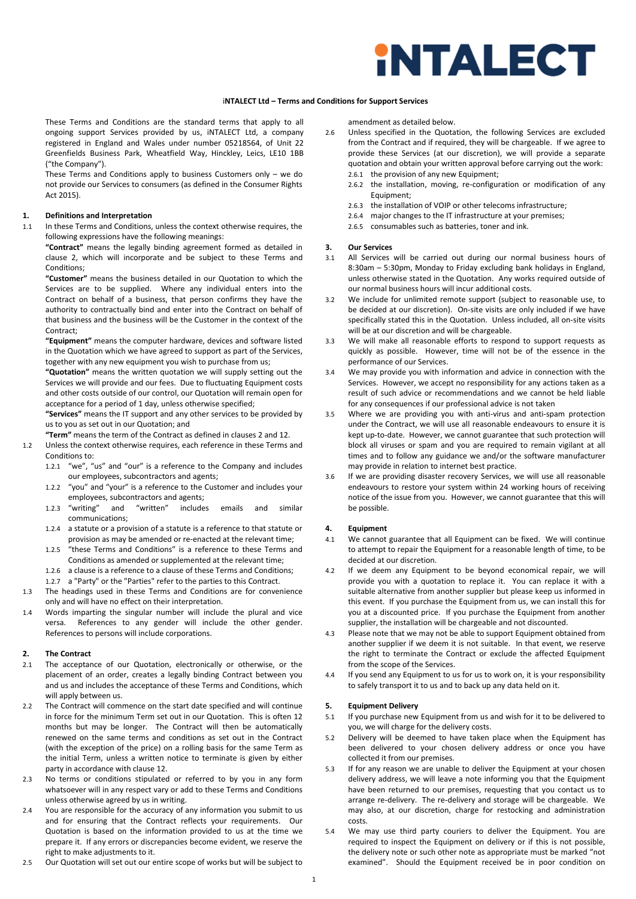**iNTALECT Ltd – Terms and Conditions for Support Services**

These Terms and Conditions are the standard terms that apply to all ongoing support Services provided by us, iNTALECT Ltd, a company registered in England and Wales under number 05218564, of Unit 22 Greenfields Business Park, Wheatfield Way, Hinckley, Leics, LE10 1BB ("the Company").

These Terms and Conditions apply to business Customers only – we do not provide our Services to consumers (as defined in the Consumer Rights Act 2015).

## 1. Definitions and Interpretation

1.1 In these Terms and Conditions, unless the context otherwise requires, the following expressions have the following meanings:

**"Contract"** means the legally binding agreement formed as detailed in clause 2, which will incorporate and be subject to these Terms and Conditions;

**"Customer"** means the business detailed in our Quotation to which the Services are to be supplied. Where any individual enters into the Contract on behalf of a business, that person confirms they have the authority to contractually bind and enter into the Contract on behalf of that business and the business will be the Customer in the context of the Contract;

**"Equipment"** means the computer hardware, devices and software listed in the Quotation which we have agreed to support as part of the Services, together with any new equipment you wish to purchase from us;

**"Quotation"** means the written quotation we will supply setting out the Services we will provide and our fees. Due to fluctuating Equipment costs and other costs outside of our control, our Quotation will remain open for acceptance for a period of 1 day, unless otherwise specified;

**"Services"** means the IT support and any other services to be provided by us to you as set out in our Quotation; and

**"Term"** means the term of the Contract as defined in clauses 2 and 12.

1.2 Unless the context otherwise requires, each reference in these Terms and Conditions to:

1.2.1 "we", "us" and "our" is a reference to the Company and includes our employees, subcontractors and agents;

1.2.2 "you" and "your" is a reference to the Customer and includes your employees, subcontractors and agents;

1.2.3 "writing" and "written" includes emails and similar communications;

1.2.4 a statute or a provision of a statute is a reference to that statute or provision as may be amended or re-enacted at the relevant time;

1.2.5 "these Terms and Conditions" is a reference to these Terms and Conditions as amended or supplemented at the relevant time;

1.2.6 a clause is a reference to a clause of these Terms and Conditions;

1.2.7 a "Party" or the "Parties" refer to the parties to this Contract.

1.3 The headings used in these Terms and Conditions are for convenience only and will have no effect on their interpretation.

1.4 Words imparting the singular number will include the plural and vice versa. References to any gender will include the other gender. References to persons will include corporations.

## 2. The Contract

2.1 The acceptance of our Quotation, electronically or otherwise, or the placement of an order, creates a legally binding Contract between you and us and includes the acceptance of these Terms and Conditions, which will apply between us.

2.2 The Contract will commence on the start date specified and will continue in force for the minimum Term set out in our Quotation. This is often 12 months but may be longer. The Contract will then be automatically renewed on the same terms and conditions as set out in the Contract (with the exception of the price) on a rolling basis for the same Term as the initial Term, unless a written notice to terminate is given by either party in accordance with clause 12.

2.3 No terms or conditions stipulated or referred to by you in any form whatsoever will in any respect vary or add to these Terms and Conditions unless otherwise agreed by us in writing.

2.4 You are responsible for the accuracy of any information you submit to us and for ensuring that the Contract reflects your requirements. Our Quotation is based on the information provided to us at the time we prepare it. If any errors or discrepancies become evident, we reserve the right to make adjustments to it.

2.5 Our Quotation will set out our entire scope of works but will be subject to amendment as detailed below.

2.6 Unless specified in the Quotation, the following Services are excluded from the Contract and if required, they will be chargeable. If we agree to provide these Services (at our discretion), we will provide a separate quotation and obtain your written approval before carrying out the work:

2.6.1 the provision of any new Equipment;

2.6.2 the installation, moving, re-configuration or modification of any Equipment;

2.6.3 the installation of VOIP or other telecoms infrastructure;

2.6.4 major changes to the IT infrastructure at your premises;

2.6.5 consumables such as batteries, toner and ink.

## 3. Our Services

3.1 All Services will be carried out during our normal business hours of 8:30am – 5:30pm, Monday to Friday excluding bank holidays in England, unless otherwise stated in the Quotation. Any works required outside of our normal business hours will incur additional costs.

3.2 We include for unlimited remote support (subject to reasonable use, to be decided at our discretion). On-site visits are only included if we have specifically stated this in the Quotation. Unless included, all on-site visits will be at our discretion and will be chargeable.

3.3 We will make all reasonable efforts to respond to support requests as quickly as possible. However, time will not be of the essence in the performance of our Services.

3.4 We may provide you with information and advice in connection with the Services. However, we accept no responsibility for any actions taken as a result of such advice or recommendations and we cannot be held liable for any consequences if our professional advice is not taken

3.5 Where we are providing you with anti-virus and anti-spam protection under the Contract, we will use all reasonable endeavours to ensure it is kept up-to-date. However, we cannot guarantee that such protection will block all viruses or spam and you are required to remain vigilant at all times and to follow any guidance we and/or the software manufacturer may provide in relation to internet best practice.

3.6 If we are providing disaster recovery Services, we will use all reasonable endeavours to restore your system within 24 working hours of receiving notice of the issue from you. However, we cannot guarantee that this will be possible.

## 4. Equipment

4.1 We cannot guarantee that all Equipment can be fixed. We will continue to attempt to repair the Equipment for a reasonable length of time, to be decided at our discretion.

4.2 If we deem any Equipment to be beyond economical repair, we will provide you with a quotation to replace it. You can replace it with a suitable alternative from another supplier but please keep us informed in this event. If you purchase the Equipment from us, we can install this for you at a discounted price. If you purchase the Equipment from another supplier, the installation will be chargeable and not discounted.

4.3 Please note that we may not be able to support Equipment obtained from another supplier if we deem it is not suitable. In that event, we reserve the right to terminate the Contract or exclude the affected Equipment from the scope of the Services.

4.4 If you send any Equipment to us for us to work on, it is your responsibility to safely transport it to us and to back up any data held on it.

## 5. Equipment Delivery

5.1 If you purchase new Equipment from us and wish for it to be delivered to you, we will charge for the delivery costs.

5.2 Delivery will be deemed to have taken place when the Equipment has been delivered to your chosen delivery address or once you have collected it from our premises.

5.3 If for any reason we are unable to deliver the Equipment at your chosen delivery address, we will leave a note informing you that the Equipment have been returned to our premises, requesting that you contact us to arrange re-delivery. The re-delivery and storage will be chargeable. We may also, at our discretion, charge for restocking and administration costs.

5.4 We may use third party couriers to deliver the Equipment. You are required to inspect the Equipment on delivery or if this is not possible, the delivery note or such other note as appropriate must be marked "not examined". Should the Equipment received be in poor condition on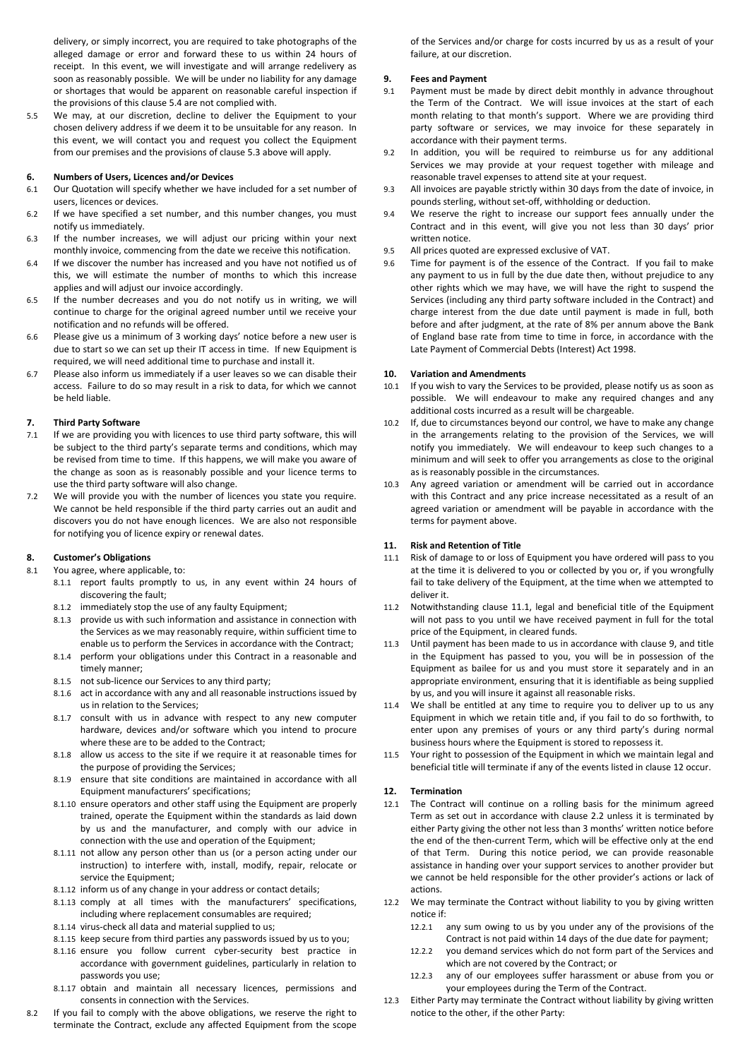delivery, or simply incorrect, you are required to take photographs of the alleged damage or error and forward these to us within 24 hours of receipt. In this event, we will investigate and will arrange redelivery as soon as reasonably possible. We will be under no liability for any damage or shortages that would be apparent on reasonable careful inspection if the provisions of this clause 5.4 are not complied with.

5.5 We may, at our discretion, decline to deliver the Equipment to your chosen delivery address if we deem it to be unsuitable for any reason. In this event, we will contact you and request you collect the Equipment from our premises and the provisions of clause 5.3 above will apply.

## 6. Numbers of Users, Licences and/or Devices

6.1 Our Quotation will specify whether we have included for a set number of users, licences or devices.

6.2 If we have specified a set number, and this number changes, you must notify us immediately.

6.3 If the number increases, we will adjust our pricing within your next monthly invoice, commencing from the date we receive this notification.

6.4 If we discover the number has increased and you have not notified us of this, we will estimate the number of months to which this increase applies and will adjust our invoice accordingly.

6.5 If the number decreases and you do not notify us in writing, we will continue to charge for the original agreed number until we receive your notification and no refunds will be offered.

6.6 Please give us a minimum of 3 working days' notice before a new user is due to start so we can set up their IT access in time. If new Equipment is required, we will need additional time to purchase and install it.

6.7 Please also inform us immediately if a user leaves so we can disable their access. Failure to do so may result in a risk to data, for which we cannot be held liable.

## 7. Third Party Software

7.1 If we are providing you with licences to use third party software, this will be subject to the third party's separate terms and conditions, which may be revised from time to time. If this happens, we will make you aware of the change as soon as is reasonably possible and your licence terms to use the third party software will also change.

7.2 We will provide you with the number of licences you state you require. We cannot be held responsible if the third party carries out an audit and discovers you do not have enough licences. We are also not responsible for notifying you of licence expiry or renewal dates.

## 8. Customer's Obligations

8.1 You agree, where applicable, to:

- 8.1.1 report faults promptly to us, in any event within 24 hours of discovering the fault;
- 8.1.2 immediately stop the use of any faulty Equipment;
- 8.1.3 provide us with such information and assistance in connection with the Services as we may reasonably require, within sufficient time to enable us to perform the Services in accordance with the Contract;
- 8.1.4 perform your obligations under this Contract in a reasonable and timely manner;
- 8.1.5 not sub-licence our Services to any third party;
- 8.1.6 act in accordance with any and all reasonable instructions issued by us in relation to the Services;
- 8.1.7 consult with us in advance with respect to any new computer hardware, devices and/or software which you intend to procure where these are to be added to the Contract;
- 8.1.8 allow us access to the site if we require it at reasonable times for the purpose of providing the Services;
- 8.1.9 ensure that site conditions are maintained in accordance with all Equipment manufacturers' specifications;
- 8.1.10 ensure operators and other staff using the Equipment are properly trained, operate the Equipment within the standards as laid down by us and the manufacturer, and comply with our advice in connection with the use and operation of the Equipment;
- 8.1.11 not allow any person other than us (or a person acting under our instruction) to interfere with, install, modify, repair, relocate or service the Equipment;
- 8.1.12 inform us of any change in your address or contact details;
- 8.1.13 comply at all times with the manufacturers' specifications, including where replacement consumables are required;
- 8.1.14 virus-check all data and material supplied to us;
- 8.1.15 keep secure from third parties any passwords issued by us to you;
- 8.1.16 ensure you follow current cyber-security best practice in accordance with government guidelines, particularly in relation to passwords you use;
- 8.1.17 obtain and maintain all necessary licences, permissions and consents in connection with the Services.

8.2 If you fail to comply with the above obligations, we reserve the right to terminate the Contract, exclude any affected Equipment from the scope of the Services and/or charge for costs incurred by us as a result of your failure, at our discretion.

## 9. Fees and Payment

9.1 Payment must be made by direct debit monthly in advance throughout the Term of the Contract. We will issue invoices at the start of each month relating to that month's support. Where we are providing third party software or services, we may invoice for these separately in accordance with their payment terms.

9.2 In addition, you will be required to reimburse us for any additional Services we may provide at your request together with mileage and reasonable travel expenses to attend site at your request.

9.3 All invoices are payable strictly within 30 days from the date of invoice, in pounds sterling, without set-off, withholding or deduction.

9.4 We reserve the right to increase our support fees annually under the Contract and in this event, will give you not less than 30 days' prior written notice.

9.5 All prices quoted are expressed exclusive of VAT.

9.6 Time for payment is of the essence of the Contract. If you fail to make any payment to us in full by the due date then, without prejudice to any other rights which we may have, we will have the right to suspend the Services (including any third party software included in the Contract) and charge interest from the due date until payment is made in full, both before and after judgment, at the rate of 8% per annum above the Bank of England base rate from time to time in force, in accordance with the Late Payment of Commercial Debts (Interest) Act 1998.

## 10. Variation and Amendments

10.1 If you wish to vary the Services to be provided, please notify us as soon as possible. We will endeavour to make any required changes and any additional costs incurred as a result will be chargeable.

10.2 If, due to circumstances beyond our control, we have to make any change in the arrangements relating to the provision of the Services, we will notify you immediately. We will endeavour to keep such changes to a minimum and will seek to offer you arrangements as close to the original as is reasonably possible in the circumstances.

10.3 Any agreed variation or amendment will be carried out in accordance with this Contract and any price increase necessitated as a result of an agreed variation or amendment will be payable in accordance with the terms for payment above.

## 11. Risk and Retention of Title

11.1 Risk of damage to or loss of Equipment you have ordered will pass to you at the time it is delivered to you or collected by you or, if you wrongfully fail to take delivery of the Equipment, at the time when we attempted to deliver it.

11.2 Notwithstanding clause 11.1, legal and beneficial title of the Equipment will not pass to you until we have received payment in full for the total price of the Equipment, in cleared funds.

11.3 Until payment has been made to us in accordance with clause 9, and title in the Equipment has passed to you, you will be in possession of the Equipment as bailee for us and you must store it separately and in an appropriate environment, ensuring that it is identifiable as being supplied by us, and you will insure it against all reasonable risks.

11.4 We shall be entitled at any time to require you to deliver up to us any Equipment in which we retain title and, if you fail to do so forthwith, to enter upon any premises of yours or any third party's during normal business hours where the Equipment is stored to repossess it.

11.5 Your right to possession of the Equipment in which we maintain legal and beneficial title will terminate if any of the events listed in clause 12 occur.

## 12. Termination

12.1 The Contract will continue on a rolling basis for the minimum agreed Term as set out in accordance with clause 2.2 unless it is terminated by either Party giving the other not less than 3 months' written notice before the end of the then-current Term, which will be effective only at the end of that Term. During this notice period, we can provide reasonable assistance in handing over your support services to another provider but we cannot be held responsible for the other provider's actions or lack of actions.

12.2 We may terminate the Contract without liability to you by giving written notice if:

- 12.2.1 any sum owing to us by you under any of the provisions of the Contract is not paid within 14 days of the due date for payment;
- 12.2.2 you demand services which do not form part of the Services and which are not covered by the Contract; or
- 12.2.3 any of our employees suffer harassment or abuse from you or your employees during the Term of the Contract.

12.3 Either Party may terminate the Contract without liability by giving written notice to the other, if the other Party: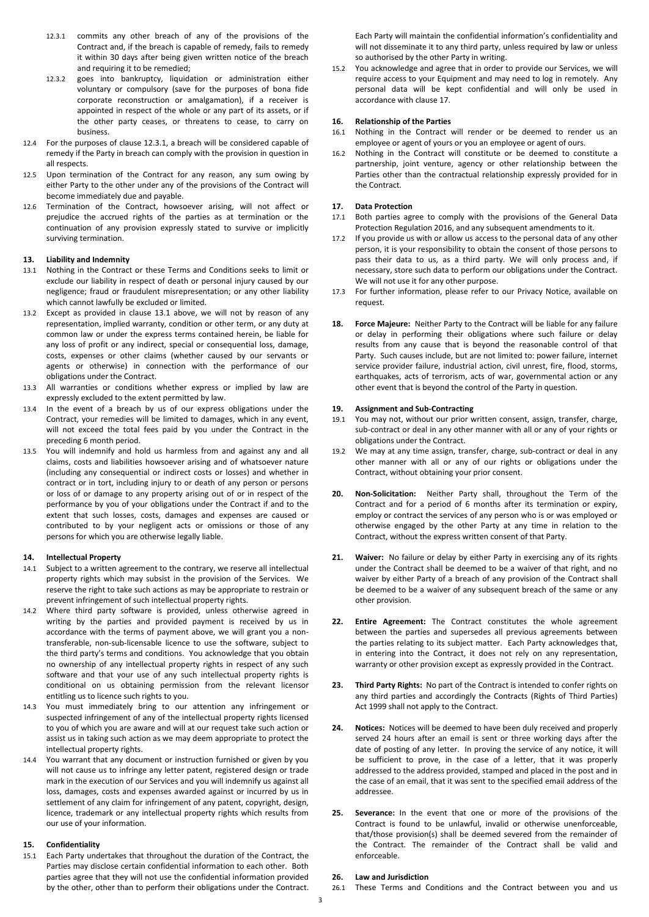12.3.1 commits any other breach of any of the provisions of the Contract and, if the breach is capable of remedy, fails to remedy it within 30 days after being given written notice of the breach and requiring it to be remedied;

12.3.2 goes into bankruptcy, liquidation or administration either voluntary or compulsory (save for the purposes of bona fide corporate reconstruction or amalgamation), if a receiver is appointed in respect of the whole or any part of its assets, or if the other party ceases, or threatens to cease, to carry on business.

12.4 For the purposes of clause 12.3.1, a breach will be considered capable of remedy if the Party in breach can comply with the provision in question in all respects.

12.5 Upon termination of the Contract for any reason, any sum owing by either Party to the other under any of the provisions of the Contract will become immediately due and payable.

12.6 Termination of the Contract, howsoever arising, will not affect or prejudice the accrued rights of the parties as at termination or the continuation of any provision expressly stated to survive or implicitly surviving termination.

### 13. Liability and Indemnity

13.1 Nothing in the Contract or these Terms and Conditions seeks to limit or exclude our liability in respect of death or personal injury caused by our negligence; fraud or fraudulent misrepresentation; or any other liability which cannot lawfully be excluded or limited.

13.2 Except as provided in clause 13.1 above, we will not by reason of any representation, implied warranty, condition or other term, or any duty at common law or under the express terms contained herein, be liable for any loss of profit or any indirect, special or consequential loss, damage, costs, expenses or other claims (whether caused by our servants or agents or otherwise) in connection with the performance of our obligations under the Contract.

13.3 All warranties or conditions whether express or implied by law are expressly excluded to the extent permitted by law.

13.4 In the event of a breach by us of our express obligations under the Contract, your remedies will be limited to damages, which in any event, will not exceed the total fees paid by you under the Contract in the preceding 6 month period.

13.5 You will indemnify and hold us harmless from and against any and all claims, costs and liabilities howsoever arising and of whatsoever nature (including any consequential or indirect costs or losses) and whether in contract or in tort, including injury to or death of any person or persons or loss of or damage to any property arising out of or in respect of the performance by you of your obligations under the Contract if and to the extent that such losses, costs, damages and expenses are caused or contributed to by your negligent acts or omissions or those of any persons for which you are otherwise legally liable.

### 14. Intellectual Property

14.1 Subject to a written agreement to the contrary, we reserve all intellectual property rights which may subsist in the provision of the Services. We reserve the right to take such actions as may be appropriate to restrain or prevent infringement of such intellectual property rights.

14.2 Where third party software is provided, unless otherwise agreed in writing by the parties and provided payment is received by us in accordance with the terms of payment above, we will grant you a non-transferable, non-sub-licensable licence to use the software, subject to the third party's terms and conditions. You acknowledge that you obtain no ownership of any intellectual property rights in respect of any such software and that your use of any such intellectual property rights is conditional on us obtaining permission from the relevant licensor entitling us to licence such rights to you.

14.3 You must immediately bring to our attention any infringement or suspected infringement of any of the intellectual property rights licensed to you of which you are aware and will at our request take such action or assist us in taking such action as we may deem appropriate to protect the intellectual property rights.

14.4 You warrant that any document or instruction furnished or given by you will not cause us to infringe any letter patent, registered design or trade mark in the execution of our Services and you will indemnify us against all loss, damages, costs and expenses awarded against or incurred by us in settlement of any claim for infringement of any patent, copyright, design, licence, trademark or any intellectual property rights which results from our use of your information.

### 15. Confidentiality

15.1 Each Party undertakes that throughout the duration of the Contract, the Parties may disclose certain confidential information to each other. Both parties agree that they will not use the confidential information provided by the other, other than to perform their obligations under the Contract. Each Party will maintain the confidential information's confidentiality and will not disseminate it to any third party, unless required by law or unless so authorised by the other Party in writing.

15.2 You acknowledge and agree that in order to provide our Services, we will require access to your Equipment and may need to log in remotely. Any personal data will be kept confidential and will only be used in accordance with clause 17.

### 16. Relationship of the Parties

16.1 Nothing in the Contract will render or be deemed to render us an employee or agent of yours or you an employee or agent of ours.

16.2 Nothing in the Contract will constitute or be deemed to constitute a partnership, joint venture, agency or other relationship between the Parties other than the contractual relationship expressly provided for in the Contract.

### 17. Data Protection

17.1 Both parties agree to comply with the provisions of the General Data Protection Regulation 2016, and any subsequent amendments to it.

17.2 If you provide us with or allow us access to the personal data of any other person, it is your responsibility to obtain the consent of those persons to pass their data to us, as a third party. We will only process and, if necessary, store such data to perform our obligations under the Contract. We will not use it for any other purpose.

17.3 For further information, please refer to our Privacy Notice, available on request.

**18. Force Majeure:** Neither Party to the Contract will be liable for any failure or delay in performing their obligations where such failure or delay results from any cause that is beyond the reasonable control of that Party. Such causes include, but are not limited to: power failure, internet service provider failure, industrial action, civil unrest, fire, flood, storms, earthquakes, acts of terrorism, acts of war, governmental action or any other event that is beyond the control of the Party in question.

### 19. Assignment and Sub-Contracting

19.1 You may not, without our prior written consent, assign, transfer, charge, sub-contract or deal in any other manner with all or any of your rights or obligations under the Contract.

19.2 We may at any time assign, transfer, charge, sub-contract or deal in any other manner with all or any of our rights or obligations under the Contract, without obtaining your prior consent.

**20. Non-Solicitation:** Neither Party shall, throughout the Term of the Contract and for a period of 6 months after its termination or expiry, employ or contract the services of any person who is or was employed or otherwise engaged by the other Party at any time in relation to the Contract, without the express written consent of that Party.

**21. Waiver:** No failure or delay by either Party in exercising any of its rights under the Contract shall be deemed to be a waiver of that right, and no waiver by either Party of a breach of any provision of the Contract shall be deemed to be a waiver of any subsequent breach of the same or any other provision.

**22. Entire Agreement:** The Contract constitutes the whole agreement between the parties and supersedes all previous agreements between the parties relating to its subject matter. Each Party acknowledges that, in entering into the Contract, it does not rely on any representation, warranty or other provision except as expressly provided in the Contract.

**23. Third Party Rights:** No part of the Contract is intended to confer rights on any third parties and accordingly the Contracts (Rights of Third Parties) Act 1999 shall not apply to the Contract.

**24. Notices:** Notices will be deemed to have been duly received and properly served 24 hours after an email is sent or three working days after the date of posting of any letter. In proving the service of any notice, it will be sufficient to prove, in the case of a letter, that it was properly addressed to the address provided, stamped and placed in the post and in the case of an email, that it was sent to the specified email address of the addressee.

**25. Severance:** In the event that one or more of the provisions of the Contract is found to be unlawful, invalid or otherwise unenforceable, that/those provision(s) shall be deemed severed from the remainder of the Contract. The remainder of the Contract shall be valid and enforceable.

### 26. Law and Jurisdiction

26.1 These Terms and Conditions and the Contract between you and us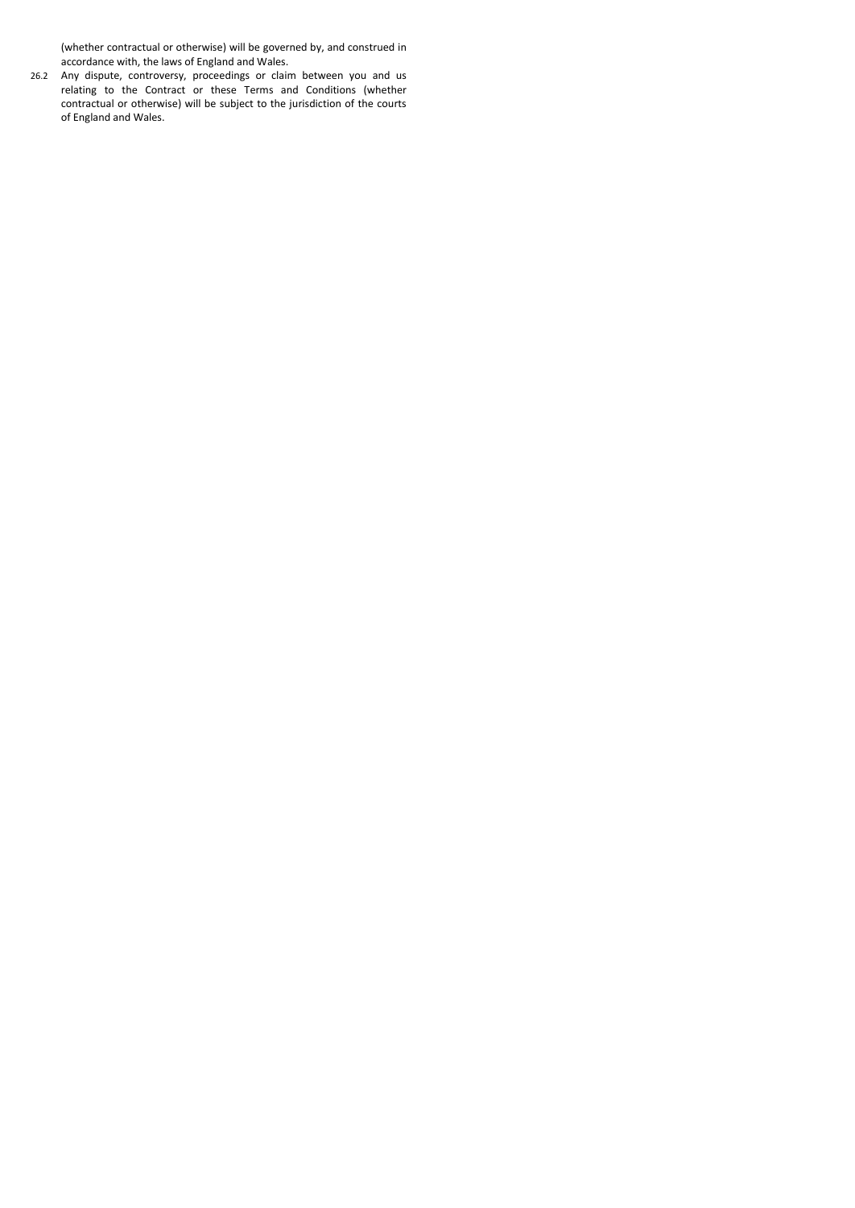(whether contractual or otherwise) will be governed by, and construed in accordance with, the laws of England and Wales.

26.2 Any dispute, controversy, proceedings or claim between you and us relating to the Contract or these Terms and Conditions (whether contractual or otherwise) will be subject to the jurisdiction of the courts of England and Wales.